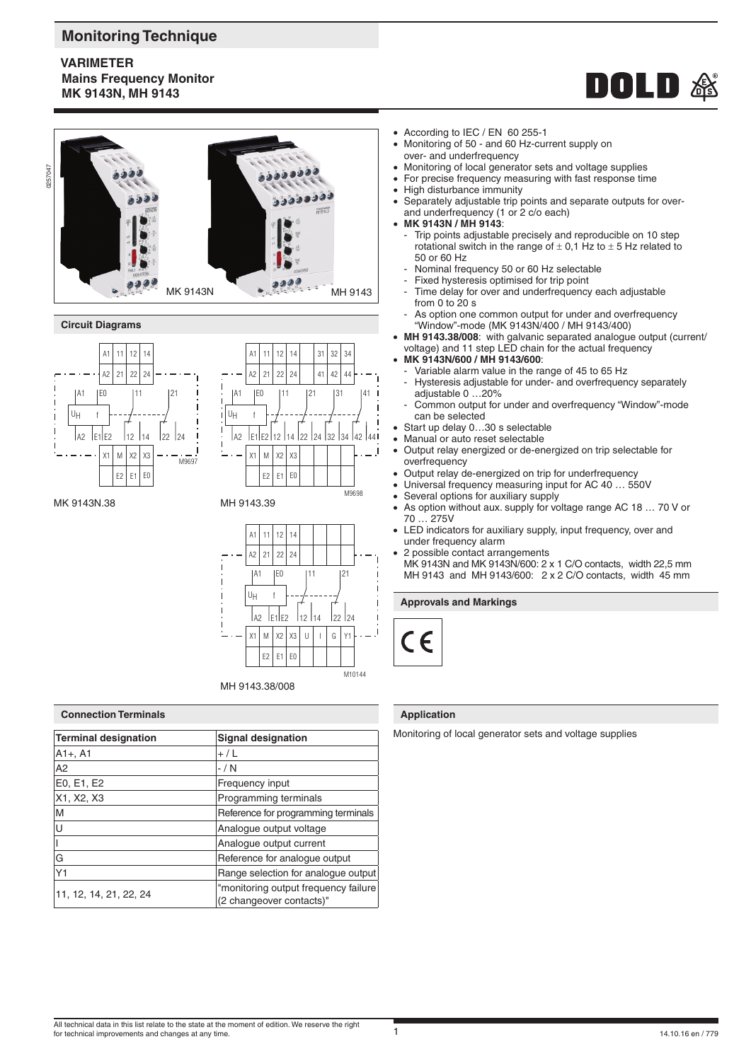# Monitoring Technique

## VARIMETER
## Mains Frequency Monitor
## MK 9143N, MH 9143

MK 9143N MH 9143

- According to IEC / EN 60 255-1
- Monitoring of 50 - and 60 Hz-current supply on over- and underfrequency
- Monitoring of local generator sets and voltage supplies
- For precise frequency measuring with fast response time
- High disturbance immunity
- Separately adjustable trip points and separate outputs for over- and underfrequency (1 or 2 c/o each)
- **MK 9143N / MH 9143**:
  - Trip points adjustable precisely and reproducible on 10 step rotational switch in the range of ± 0,1 Hz to ± 5 Hz related to 50 or 60 Hz
  - Nominal frequency 50 or 60 Hz selectable
  - Fixed hysteresis optimised for trip point
  - Time delay for over and underfrequency each adjustable from 0 to 20 s
  - As option one common output for under and overfrequency "Window"-mode (MK 9143N/400 / MH 9143/400)
- **MH 9143.38/008**: with galvanic separated analogue output (current/ voltage) and 11 step LED chain for the actual frequency
- **MK 9143N/600 / MH 9143/600**:
  - Variable alarm value in the range of 45 to 65 Hz
  - Hysteresis adjustable for under- and overfrequency separately adjustable 0 …20%
  - Common output for under and overfrequency "Window"-mode can be selected
- Start up delay 0…30 s selectable
- Manual or auto reset selectable
- Output relay energized or de-energized on trip selectable for overfrequency
- Output relay de-energized on trip for underfrequency
- Universal frequency measuring input for AC 40 … 550V
- Several options for auxiliary supply
- As option without aux. supply for voltage range AC 18 … 70 V or 70 … 275V
- LED indicators for auxiliary supply, input frequency, over and under frequency alarm
- 2 possible contact arrangements
  MK 9143N and MK 9143N/600: 2 x 1 C/O contacts, width 22,5 mm
  MH 9143 and MH 9143/600: 2 x 2 C/O contacts, width 45 mm

### Circuit Diagrams

MK 9143N.38

MH 9143.39

MH 9143.38/008

### Approvals and Markings

CE

### Connection Terminals

| Terminal designation | Signal designation |
|---|---|
| A1+, A1 | + / L |
| A2 | - / N |
| E0, E1, E2 | Frequency input |
| X1, X2, X3 | Programming terminals |
| M | Reference for programming terminals |
| U | Analogue output voltage |
| I | Analogue output current |
| G | Reference for analogue output |
| Y1 | Range selection for analogue output |
| 11, 12, 14, 21, 22, 24 | "monitoring output frequency failure (2 changeover contacts)" |

### Application

Monitoring of local generator sets and voltage supplies

All technical data in this list relate to the state at the moment of edition. We reserve the right for technical improvements and changes at any time.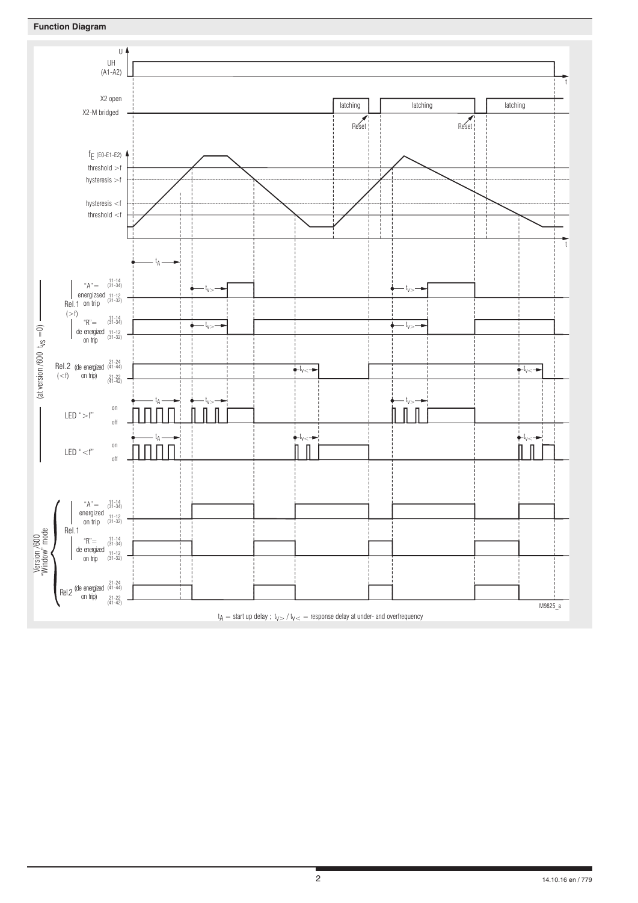## Function Diagram

$t_A$ = start up delay ; $t_{v>}$ / $t_{v<}$ = response delay at under- and overfrequency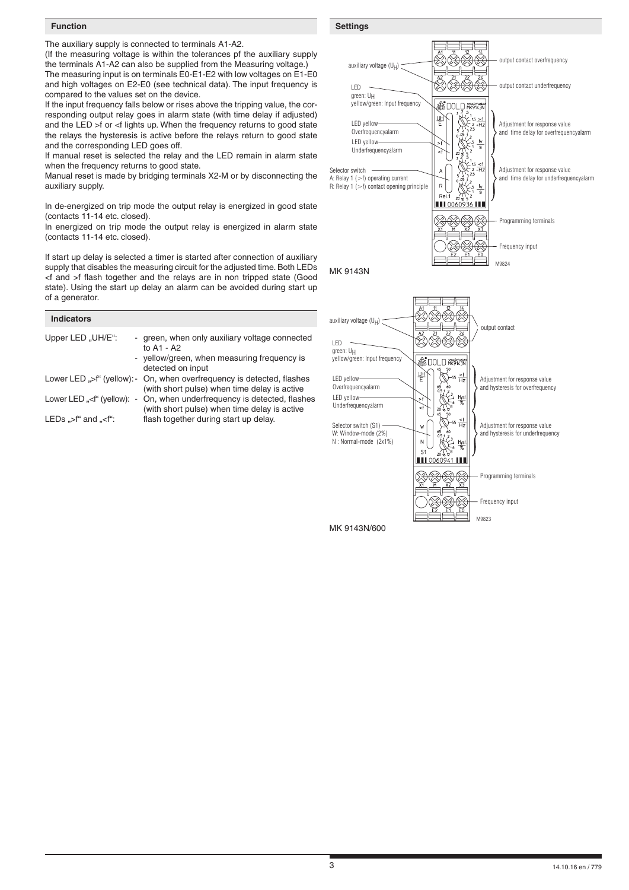## Function

The auxiliary supply is connected to terminals A1-A2.
(If the measuring voltage is within the tolerances pf the auxiliary supply the terminals A1-A2 can also be supplied from the Measuring voltage.)
The measuring input is on terminals E0-E1-E2 with low voltages on E1-E0 and high voltages on E2-E0 (see technical data). The input frequency is compared to the values set on the device.
If the input frequency falls below or rises above the tripping value, the corresponding output relay goes in alarm state (with time delay if adjusted) and the LED >f or <f lights up. When the frequency returns to good state the relays the hysteresis is active before the relays return to good state and the corresponding LED goes off.
If manual reset is selected the relay and the LED remain in alarm state when the frequency returns to good state.
Manual reset is made by bridging terminals X2-M or by disconnecting the auxiliary supply.

In de-energized on trip mode the output relay is energized in good state (contacts 11-14 etc. closed).
In energized on trip mode the output relay is energized in alarm state (contacts 11-14 etc. closed).

If start up delay is selected a timer is started after connection of auxiliary supply that disables the measuring circuit for the adjusted time. Both LEDs <f and >f flash together and the relays are in non tripped state (Good state). Using the start up delay an alarm can be avoided during start up of a generator.

## Indicators

Upper LED „UH/E":
- green, when only auxiliary voltage connected to A1 - A2
- yellow/green, when measuring frequency is detected on input

Lower LED „>f" (yellow): - On, when overfrequency is detected, flashes (with short pulse) when time delay is active

Lower LED „<f" (yellow): - On, when underfrequency is detected, flashes (with short pulse) when time delay is active

LEDs „>f" and „<f": flash together during start up delay.

## Settings

auxiliary voltage ($U_H$)
output contact overfrequency
output contact underfrequency
LED green: $U_H$ yellow/green: Input frequency
LED yellow Overfrequencyalarm
LED yellow Underfrequencyalarm
Adjustment for response value and time delay for overfrequencyalarm
Adjustment for response value and time delay for underfrequencyalarm
Selector switch
A: Relay 1 (>f) operating current
R: Relay 1 (>f) contact opening principle
Programming terminals
Frequency input

M9824

MK 9143N

auxiliary voltage ($U_H$)
output contact
LED green: $U_H$ yellow/green: Input frequency
LED yellow Overfrequencyalarm
LED yellow Underfrequencyalarm
Adjustment for response value and hysteresis for overfrequency
Adjustment for response value and hysteresis for underfrequency
Selector switch (S1)
W: Window-mode (2%)
N : Normal-mode (2x1%)
Programming terminals
Frequency input

M9823

MK 9143N/600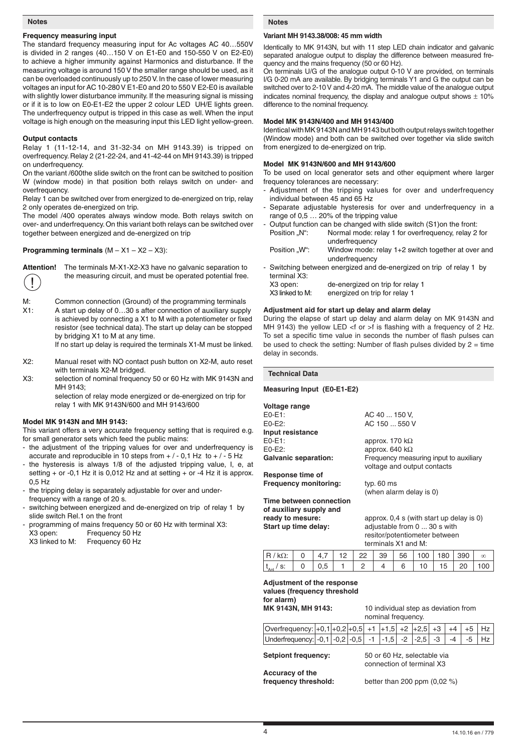## Notes

### Frequency measuring input

The standard frequency measuring input for Ac voltages AC 40…550V is divided in 2 ranges (40…150 V on E1-E0 and 150-550 V on E2-E0) to achieve a higher immunity against Harmonics and disturbance. If the measuring voltage is around 150 V the smaller range should be used, as it can be overloaded continuously up to 250 V. In the case of lower measuring voltages an input for AC 10-280 V E1-E0 and 20 to 550 V E2-E0 is available with slightly lower disturbance immunity. If the measuring signal is missing or if it is to low on E0-E1-E2 the upper 2 colour LED UH/E lights green. The underfrequency output is tripped in this case as well. When the input voltage is high enough on the measuring input this LED light yellow-green.

### Output contacts

Relay 1 (11-12-14, and 31-32-34 on MH 9143.39) is tripped on overfrequency. Relay 2 (21-22-24, and 41-42-44 on MH 9143.39) is tripped on underfrequency.

On the variant /600the slide switch on the front can be switched to position W (window mode) in that position both relays switch on under- and overfrequency.

Relay 1 can be switched over from energized to de-energized on trip, relay 2 only operates de-energized on trip.

The model /400 operates always window mode. Both relays switch on over- and underfrequency. On this variant both relays can be switched over together between energized and de-energized on trip

### Programming terminals (M – X1 – X2 – X3):

**Attention!** The terminals M-X1-X2-X3 have no galvanic separation to the measuring circuit, and must be operated potential free.

- M: Common connection (Ground) of the programming terminals
- X1: A start up delay of 0…30 s after connection of auxiliary supply is achieved by connecting a X1 to M with a potentiometer or fixed resistor (see technical data). The start up delay can be stopped by bridging X1 to M at any time.
  If no start up delay is required the terminals X1-M must be linked.
- X2: Manual reset with NO contact push button on X2-M, auto reset with terminals X2-M bridged.
- X3: selection of nominal frequency 50 or 60 Hz with MK 9143N and MH 9143;
  selection of relay mode energized or de-energized on trip for relay 1 with MK 9143N/600 and MH 9143/600

### Model MK 9143N and MH 9143:

This variant offers a very accurate frequency setting that is required e.g. for small generator sets which feed the public mains:

- the adjustment of the tripping values for over and underfrequency is accurate and reproducible in 10 steps from + / - 0,1 Hz to + / - 5 Hz
- the hysteresis is always 1/8 of the adjusted tripping value, I, e, at setting + or -0,1 Hz it is 0,012 Hz and at setting + or -4 Hz it is approx. 0,5 Hz
- the tripping delay is separately adjustable for over and under-frequency with a range of 20 s.
- switching between energized and de-energized on trip of relay 1 by slide switch Rel.1 on the front
- programming of mains frequency 50 or 60 Hz with terminal X3:
  X3 open: Frequency 50 Hz
  X3 linked to M: Frequency 60 Hz

### Variant MH 9143.38/008: 45 mm width

Identically to MK 9143N, but with 11 step LED chain indicator and galvanic separated analogue output to display the difference between measured frequency and the mains frequency (50 or 60 Hz).

On terminals U/G of the analogue output 0-10 V are provided, on terminals I/G 0-20 mA are available. By bridging terminals Y1 and G the output can be switched over to 2-10 V and 4-20 mA. The middle value of the analogue output indicates nominal frequency, the display and analogue output shows ± 10% difference to the nominal frequency.

### Model MK 9143N/400 and MH 9143/400

Identical with MK 9143N and MH 9143 but both output relays switch together (Window mode) and both can be switched over together via slide switch from energized to de-energized on trip.

### Model MK 9143N/600 and MH 9143/600

To be used on local generator sets and other equipment where larger frequency tolerances are necessary:

- Adjustment of the tripping values for over and underfrequency individual between 45 and 65 Hz
- Separate adjustable hysteresis for over and underfrequency in a range of 0,5 … 20% of the tripping value
- Output function can be changed with slide switch (S1)on the front:
  Position „N": Normal mode: relay 1 for overfrequency, relay 2 for underfrequency
  Position „W": Window mode: relay 1+2 switch together at over and underfrequency
- Switching between energized and de-energized on trip of relay 1 by terminal X3:
  X3 open: de-energized on trip for relay 1
  X3 linked to M: energized on trip for relay 1

### Adjustment aid for start up delay and alarm delay

During the elapse of start up delay and alarm delay on MK 9143N and MH 9143) the yellow LED <f or >f is flashing with a frequency of 2 Hz. To set a specific time value in seconds the number of flash pulses can be used to check the setting: Number of flash pulses divided by 2 = time delay in seconds.

## Technical Data

### Measuring Input (E0-E1-E2)

**Voltage range**
E0-E1: AC 40 ... 150 V,
E0-E2: AC 150 ... 550 V

**Input resistance**
E0-E1: approx. 170 kΩ
E0-E2: approx. 640 kΩ

**Galvanic separation:** Frequency measuring input to auxiliary voltage and output contacts

**Response time of Frequency monitoring:** typ. 60 ms (when alarm delay is 0)

**Time between connection of auxiliary supply and ready to mesure:** approx. 0,4 s (with start up delay is 0)

**Start up time delay:** adjustable from 0 ... 30 s with resitor/potentiometer between terminals X1 and M:

| R / kΩ: | 0 | 4,7 | 12 | 22 | 39 | 56 | 100 | 180 | 390 | ∞ |
|---|---|---|---|---|---|---|---|---|---|---|
| $t_{Anl}$ / s: | 0 | 0,5 | 1 | 2 | 4 | 6 | 10 | 15 | 20 | 100 |

**Adjustment of the response values (frequency threshold for alarm)**
**MK 9143N, MH 9143:** 10 individual step as deviation from nominal frequency.

| Overfrequency: | +0,1 | +0,2 | +0,5 | +1 | +1,5 | +2 | +2,5 | +3 | +4 | +5 | Hz |
|---|---|---|---|---|---|---|---|---|---|---|---|
| Underfrequency: | -0,1 | -0,2 | -0,5 | -1 | -1,5 | -2 | -2,5 | -3 | -4 | -5 | Hz |

**Setpiont frequency:** 50 or 60 Hz, selectable via connection of terminal X3

**Accuracy of the frequency threshold:** better than 200 ppm (0,02 %)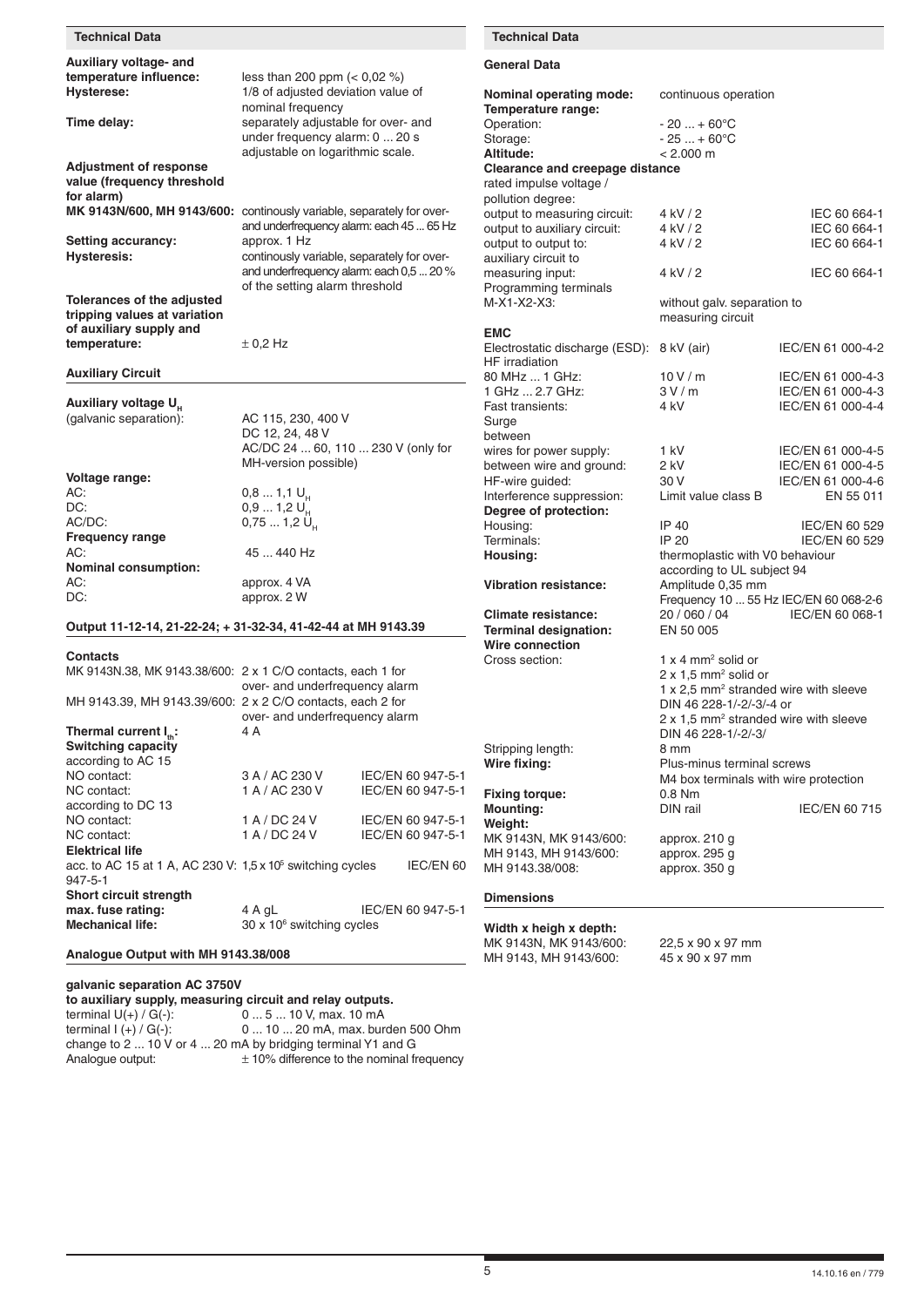## Technical Data

**Auxiliary voltage- and temperature influence:** less than 200 ppm (< 0,02 %)
**Hysterese:** 1/8 of adjusted deviation value of nominal frequency
**Time delay:** separately adjustable for over- and under frequency alarm: 0 ... 20 s adjustable on logarithmic scale.

**Adjustment of response value (frequency threshold for alarm)**
**MK 9143N/600, MH 9143/600:** continously variable, separately for over- and underfrequency alarm: each 45 ... 65 Hz
**Setting accurancy:** approx. 1 Hz
**Hysteresis:** continously variable, separately for over- and underfrequency alarm: each 0,5 ... 20 % of the setting alarm threshold

**Tolerances of the adjusted tripping values at variation of auxiliary supply and temperature:** ± 0,2 Hz

### Auxiliary Circuit

**Auxiliary voltage $U_H$**
(galvanic separation): AC 115, 230, 400 V
DC 12, 24, 48 V
AC/DC 24 ... 60, 110 ... 230 V (only for MH-version possible)

**Voltage range:**
AC: 0,8 ... 1,1 $U_H$
DC: 0,9 ... 1,2 $U_H$
AC/DC: 0,75 ... 1,2 $U_H$

**Frequency range**
AC: 45 ... 440 Hz

**Nominal consumption:**
AC: approx. 4 VA
DC: approx. 2 W

### Output 11-12-14, 21-22-24; + 31-32-34, 41-42-44 at MH 9143.39

**Contacts**
MK 9143N.38, MK 9143.38/600: 2 x 1 C/O contacts, each 1 for over- and underfrequency alarm
MH 9143.39, MH 9143.39/600: 2 x 2 C/O contacts, each 2 for over- and underfrequency alarm

**Thermal current $I_{th}$:** 4 A

**Switching capacity**

| according to AC 15 | | |
|---|---|---|
| NO contact: | 3 A / AC 230 V | IEC/EN 60 947-5-1 |
| NC contact: | 1 A / AC 230 V | IEC/EN 60 947-5-1 |
| according to DC 13 | | |
| NO contact: | 1 A / DC 24 V | IEC/EN 60 947-5-1 |
| NC contact: | 1 A / DC 24 V | IEC/EN 60 947-5-1 |

**Elektrical life**
acc. to AC 15 at 1 A, AC 230 V: 1,5 x $10^5$ switching cycles IEC/EN 60 947-5-1

**Short circuit strength**
**max. fuse rating:** 4 A gL IEC/EN 60 947-5-1
**Mechanical life:** 30 x $10^6$ switching cycles

### Analogue Output with MH 9143.38/008

**galvanic separation AC 3750V to auxiliary supply, measuring circuit and relay outputs.**
terminal U(+) / G(-): 0 ... 5 ... 10 V, max. 10 mA
terminal I (+) / G(-): 0 ... 10 ... 20 mA, max. burden 500 Ohm
change to 2 ... 10 V or 4 ... 20 mA by bridging terminal Y1 and G
Analogue output: ± 10% difference to the nominal frequency

## Technical Data

### General Data

**Nominal operating mode:** continuous operation
**Temperature range:**
Operation: - 20 ... + 60°C
Storage: - 25 ... + 60°C
**Altitude:** < 2.000 m

**Clearance and creepage distance**

| rated impulse voltage / pollution degree: | | |
|---|---|---|
| output to measuring circuit: | 4 kV / 2 | IEC 60 664-1 |
| output to auxiliary circuit: | 4 kV / 2 | IEC 60 664-1 |
| output to output to: auxiliary circuit to measuring input: | 4 kV / 2 / 4 kV / 2 | IEC 60 664-1 / IEC 60 664-1 |
| Programming terminals M-X1-X2-X3: | without galv. separation to measuring circuit | |

**EMC**

| | | |
|---|---|---|
| Electrostatic discharge (ESD): | 8 kV (air) | IEC/EN 61 000-4-2 |
| HF irradiation | | |
| 80 MHz ... 1 GHz: | 10 V / m | IEC/EN 61 000-4-3 |
| 1 GHz ... 2.7 GHz: | 3 V / m | IEC/EN 61 000-4-3 |
| Fast transients: | 4 kV | IEC/EN 61 000-4-4 |
| Surge between | | |
| wires for power supply: | 1 kV | IEC/EN 61 000-4-5 |
| between wire and ground: | 2 kV | IEC/EN 61 000-4-5 |
| HF-wire guided: | 30 V | IEC/EN 61 000-4-6 |
| Interference suppression: | Limit value class B | EN 55 011 |

**Degree of protection:**
Housing: IP 40 IEC/EN 60 529
Terminals: IP 20 IEC/EN 60 529
**Housing:** thermoplastic with V0 behaviour according to UL subject 94
**Vibration resistance:** Amplitude 0,35 mm Frequency 10 ... 55 Hz IEC/EN 60 068-2-6
**Climate resistance:** 20 / 060 / 04 IEC/EN 60 068-1
**Terminal designation:** EN 50 005

**Wire connection**
Cross section: 1 x 4 mm² solid or
2 x 1,5 mm² solid or
1 x 2,5 mm² stranded wire with sleeve DIN 46 228-1/-2/-3/-4 or
2 x 1,5 mm² stranded wire with sleeve DIN 46 228-1/-2/-3/
Stripping length: 8 mm
**Wire fixing:** Plus-minus terminal screws M4 box terminals with wire protection
**Fixing torque:** 0.8 Nm
**Mounting:** DIN rail IEC/EN 60 715

**Weight:**
MK 9143N, MK 9143/600: approx. 210 g
MH 9143, MH 9143/600: approx. 295 g
MH 9143.38/008: approx. 350 g

### Dimensions

**Width x heigh x depth:**
MK 9143N, MK 9143/600: 22,5 x 90 x 97 mm
MH 9143, MH 9143/600: 45 x 90 x 97 mm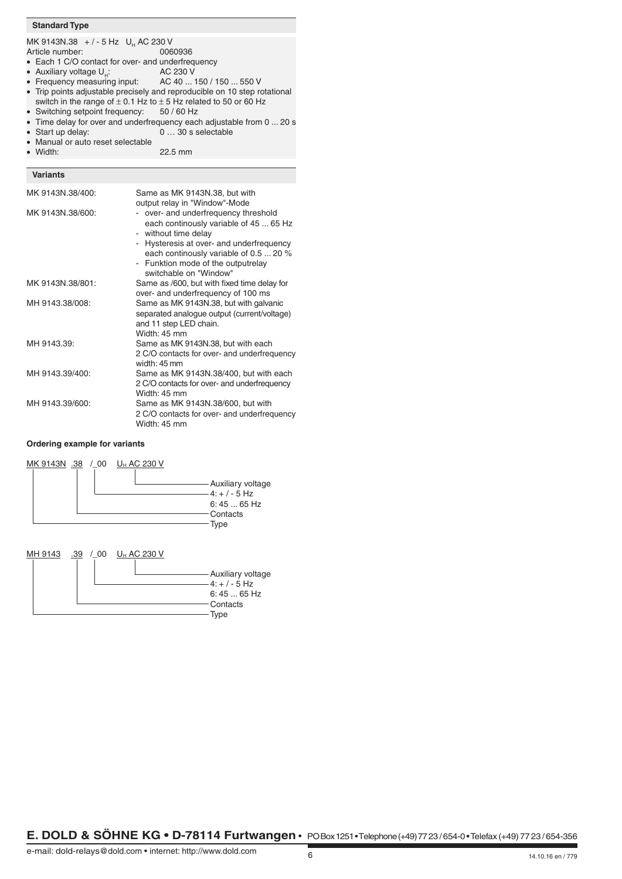## Standard Type

MK 9143N.38 + / - 5 Hz $U_H$ AC 230 V
Article number: 0060936

- Each 1 C/O contact for over- and underfrequency
- Auxiliary voltage $U_H$: AC 230 V
- Frequency measuring input: AC 40 ... 150 / 150 ... 550 V
- Trip points adjustable precisely and reproducible on 10 step rotational switch in the range of ± 0.1 Hz to ± 5 Hz related to 50 or 60 Hz
- Switching setpoint frequency: 50 / 60 Hz
- Time delay for over and underfrequency each adjustable from 0 ... 20 s
- Start up delay: 0 … 30 s selectable
- Manual or auto reset selectable
- Width: 22.5 mm

## Variants

| | |
|---|---|
| MK 9143N.38/400: | Same as MK 9143N.38, but with output relay in "Window"-Mode |
| MK 9143N.38/600: | - over- and underfrequency threshold each continously variable of 45 ... 65 Hz<br>- without time delay<br>- Hysteresis at over- and underfrequency each continously variable of 0.5 ... 20 %<br>- Funktion mode of the outputrelay switchable on "Window" |
| MK 9143N.38/801: | Same as /600, but with fixed time delay for over- and underfrequency of 100 ms |
| MH 9143.38/008: | Same as MK 9143N.38, but with galvanic separated analogue output (current/voltage) and 11 step LED chain.<br>Width: 45 mm |
| MH 9143.39: | Same as MK 9143N.38, but with each 2 C/O contacts for over- and underfrequency width: 45 mm |
| MH 9143.39/400: | Same as MK 9143N.38/400, but with each 2 C/O contacts for over- and underfrequency Width: 45 mm |
| MH 9143.39/600: | Same as MK 9143N.38/600, but with 2 C/O contacts for over- and underfrequency Width: 45 mm |

### Ordering example for variants

MK 9143N .38 /_00 $U_H$ AC 230 V

Auxiliary voltage
4: + / - 5 Hz
6: 45 ... 65 Hz
Contacts
Type

MH 9143 .39 /_00 $U_H$ AC 230 V

Auxiliary voltage
4: + / - 5 Hz
6: 45 ... 65 Hz
Contacts
Type

**E. DOLD & SÖHNE KG • D-78114 Furtwangen** • PO Box 1251 • Telephone (+49) 77 23 / 654-0 • Telefax (+49) 77 23 / 654-356
e-mail: dold-relays@dold.com • internet: http://www.dold.com

14.10.16 en / 779